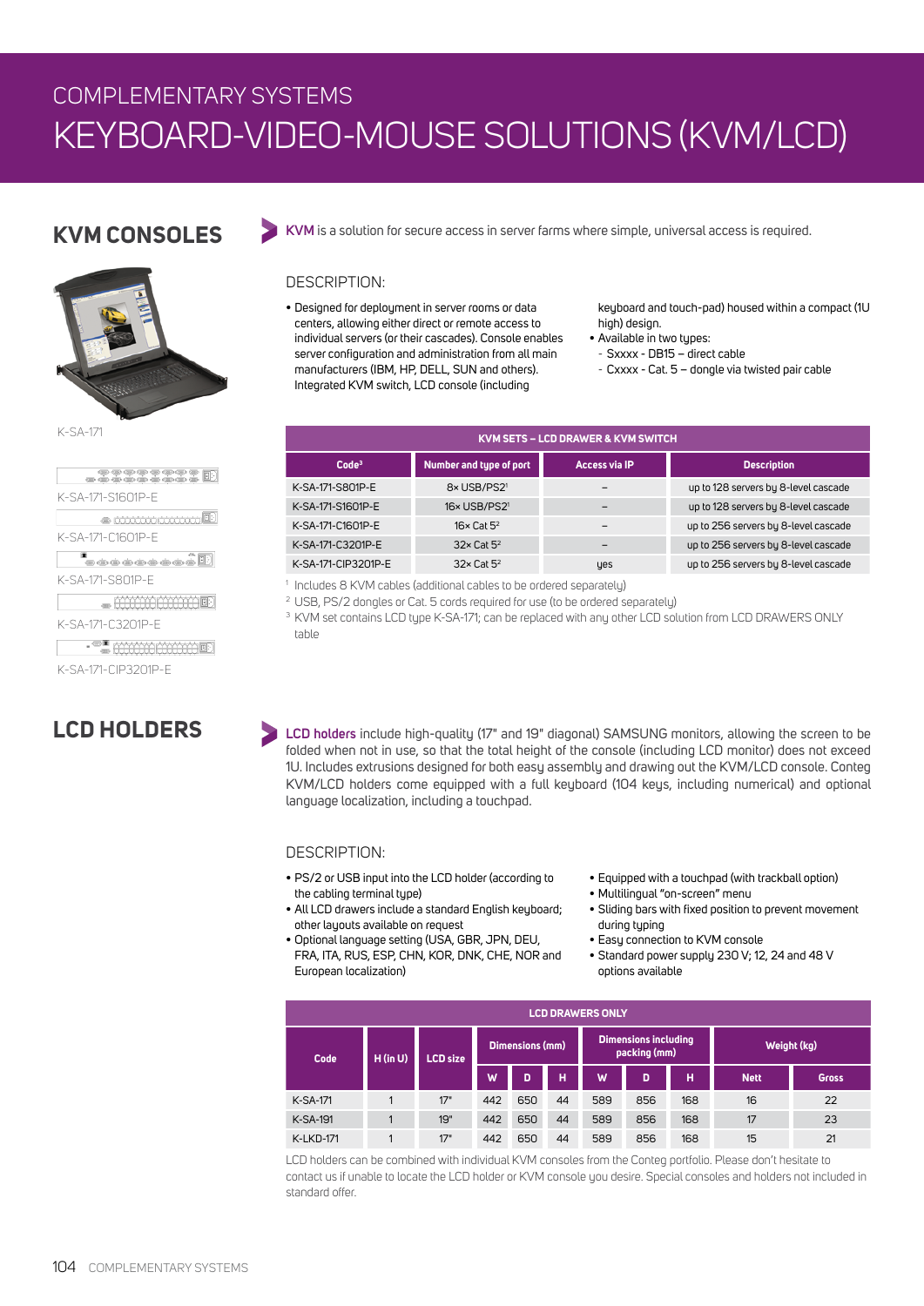COMPLEMENTARY SYSTEMS

# KEYBOARD-VIDEO-MOUSE SOLUTIONS (KVM/LCD)

## KVM CONSOLES

K-SA-171

K-SA-171-S1601P-E

K-SA-171-C1601P-E

K-SA-171-S801P-E

K-SA-171-C3201P-E

K-SA-171-CIP3201P-E

**KVM** is a solution for secure access in server farms where simple, universal access is required.

DESCRIPTION:

- Designed for deployment in server rooms or data centers, allowing either direct or remote access to individual servers (or their cascades). Console enables server configuration and administration from all main manufacturers (IBM, HP, DELL, SUN and others). Integrated KVM switch, LCD console (including keyboard and touch-pad) housed within a compact (1U high) design.
- Available in two types:
  - Sxxxx - DB15 – direct cable
  - Cxxxx - Cat. 5 – dongle via twisted pair cable

| KVM SETS – LCD DRAWER & KVM SWITCH | | | |
|---|---|---|---|
| **Code[3]** | **Number and type of port** | **Access via IP** | **Description** |
| K-SA-171-S801P-E | 8× USB/PS2[1] | – | up to 128 servers by 8-level cascade |
| K-SA-171-S1601P-E | 16× USB/PS2[1] | – | up to 128 servers by 8-level cascade |
| K-SA-171-C1601P-E | 16× Cat 5[2] | – | up to 256 servers by 8-level cascade |
| K-SA-171-C3201P-E | 32× Cat 5[2] | – | up to 256 servers by 8-level cascade |
| K-SA-171-CIP3201P-E | 32× Cat 5[2] | yes | up to 256 servers by 8-level cascade |

[1] Includes 8 KVM cables (additional cables to be ordered separately)
[2] USB, PS/2 dongles or Cat. 5 cords required for use (to be ordered separately)
[3] KVM set contains LCD type K-SA-171; can be replaced with any other LCD solution from LCD DRAWERS ONLY table

## LCD HOLDERS

**LCD holders** include high-quality (17" and 19" diagonal) SAMSUNG monitors, allowing the screen to be folded when not in use, so that the total height of the console (including LCD monitor) does not exceed 1U. Includes extrusions designed for both easy assembly and drawing out the KVM/LCD console. Conteg KVM/LCD holders come equipped with a full keyboard (104 keys, including numerical) and optional language localization, including a touchpad.

DESCRIPTION:

- PS/2 or USB input into the LCD holder (according to the cabling terminal type)
- All LCD drawers include a standard English keyboard; other layouts available on request
- Optional language setting (USA, GBR, JPN, DEU, FRA, ITA, RUS, ESP, CHN, KOR, DNK, CHE, NOR and European localization)
- Equipped with a touchpad (with trackball option)
- Multilingual "on-screen" menu
- Sliding bars with fixed position to prevent movement during typing
- Easy connection to KVM console
- Standard power supply 230 V; 12, 24 and 48 V options available

| LCD DRAWERS ONLY | | | | | | | | | | |
|---|---|---|---|---|---|---|---|---|---|---|
| **Code** | **H (in U)** | **LCD size** | **Dimensions (mm)** | | | **Dimensions including packing (mm)** | | | **Weight (kg)** | |
| | | | **W** | **D** | **H** | **W** | **D** | **H** | **Nett** | **Gross** |
| K-SA-171 | 1 | 17" | 442 | 650 | 44 | 589 | 856 | 168 | 16 | 22 |
| K-SA-191 | 1 | 19" | 442 | 650 | 44 | 589 | 856 | 168 | 17 | 23 |
| K-LKD-171 | 1 | 17" | 442 | 650 | 44 | 589 | 856 | 168 | 15 | 21 |

LCD holders can be combined with individual KVM consoles from the Conteg portfolio. Please don't hesitate to contact us if unable to locate the LCD holder or KVM console you desire. Special consoles and holders not included in standard offer.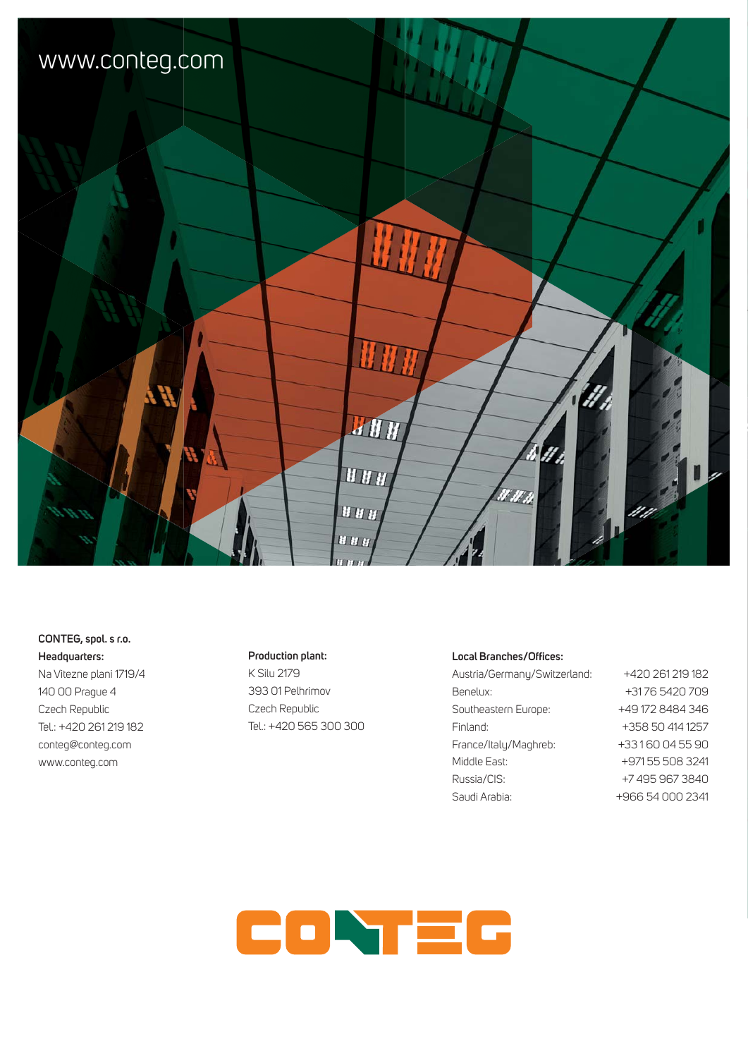www.conteg.com

**CONTEG, spol. s r.o.**
**Headquarters:**
Na Vitezne plani 1719/4
140 00 Prague 4
Czech Republic
Tel.: +420 261 219 182
conteg@conteg.com
www.conteg.com

**Production plant:**
K Silu 2179
393 01 Pelhrimov
Czech Republic
Tel.: +420 565 300 300

**Local Branches/Offices:**

| | |
|---|---|
| Austria/Germany/Switzerland: | +420 261 219 182 |
| Benelux: | +31 76 5420 709 |
| Southeastern Europe: | +49 172 8484 346 |
| Finland: | +358 50 414 1257 |
| France/Italy/Maghreb: | +33 1 60 04 55 90 |
| Middle East: | +971 55 508 3241 |
| Russia/CIS: | +7 495 967 3840 |
| Saudi Arabia: | +966 54 000 2341 |

CONTEG